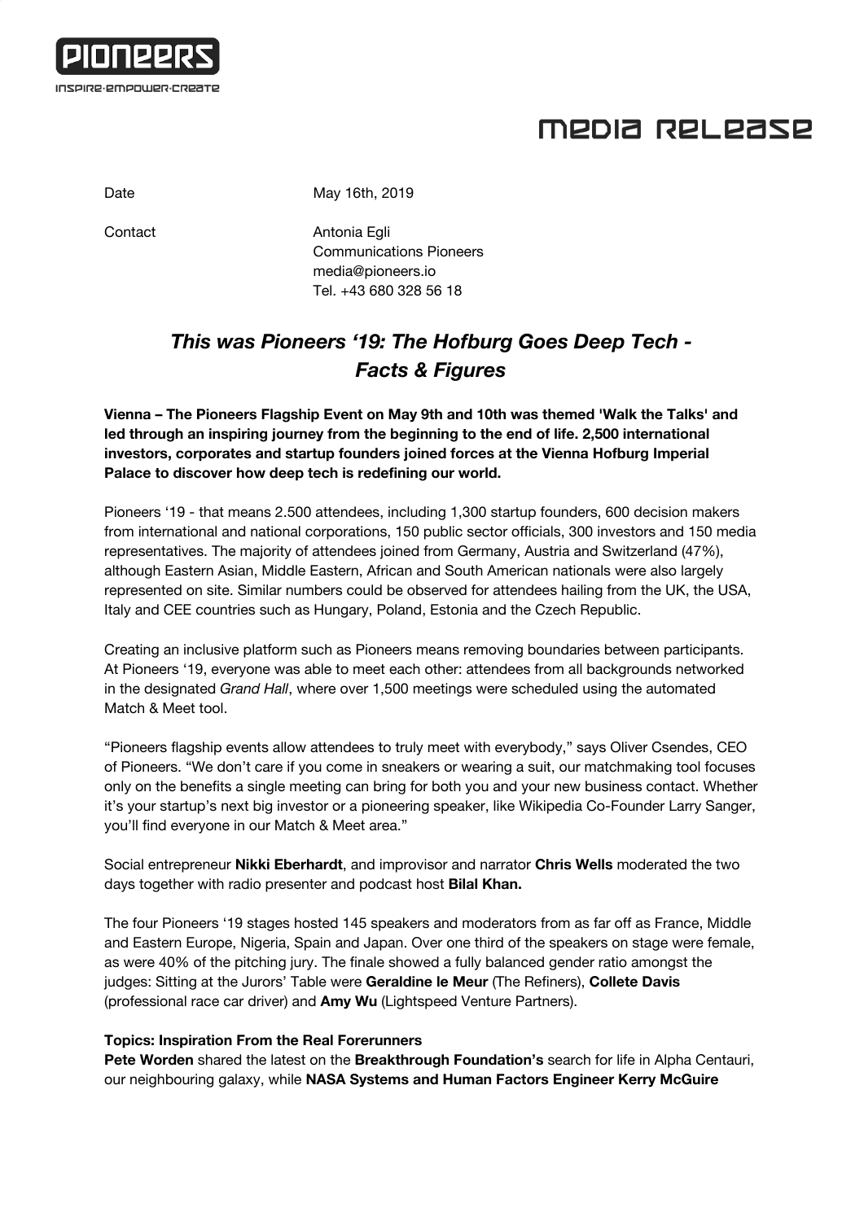PIONEERS

INSPIRE·EMPOWER·CREATE

# MEDIA RELEASE

Date May 16th, 2019

Contact Antonia Egli
Communications Pioneers
media@pioneers.io
Tel. +43 680 328 56 18

## *This was Pioneers '19: The Hofburg Goes Deep Tech - Facts & Figures*

**Vienna – The Pioneers Flagship Event on May 9th and 10th was themed 'Walk the Talks' and led through an inspiring journey from the beginning to the end of life. 2,500 international investors, corporates and startup founders joined forces at the Vienna Hofburg Imperial Palace to discover how deep tech is redefining our world.**

Pioneers '19 - that means 2.500 attendees, including 1,300 startup founders, 600 decision makers from international and national corporations, 150 public sector officials, 300 investors and 150 media representatives. The majority of attendees joined from Germany, Austria and Switzerland (47%), although Eastern Asian, Middle Eastern, African and South American nationals were also largely represented on site. Similar numbers could be observed for attendees hailing from the UK, the USA, Italy and CEE countries such as Hungary, Poland, Estonia and the Czech Republic.

Creating an inclusive platform such as Pioneers means removing boundaries between participants. At Pioneers '19, everyone was able to meet each other: attendees from all backgrounds networked in the designated *Grand Hall*, where over 1,500 meetings were scheduled using the automated Match & Meet tool.

"Pioneers flagship events allow attendees to truly meet with everybody," says Oliver Csendes, CEO of Pioneers. "We don't care if you come in sneakers or wearing a suit, our matchmaking tool focuses only on the benefits a single meeting can bring for both you and your new business contact. Whether it's your startup's next big investor or a pioneering speaker, like Wikipedia Co-Founder Larry Sanger, you'll find everyone in our Match & Meet area."

Social entrepreneur **Nikki Eberhardt**, and improvisor and narrator **Chris Wells** moderated the two days together with radio presenter and podcast host **Bilal Khan.**

The four Pioneers '19 stages hosted 145 speakers and moderators from as far off as France, Middle and Eastern Europe, Nigeria, Spain and Japan. Over one third of the speakers on stage were female, as were 40% of the pitching jury. The finale showed a fully balanced gender ratio amongst the judges: Sitting at the Jurors' Table were **Geraldine le Meur** (The Refiners), **Collete Davis** (professional race car driver) and **Amy Wu** (Lightspeed Venture Partners).

**Topics: Inspiration From the Real Forerunners**

**Pete Worden** shared the latest on the **Breakthrough Foundation's** search for life in Alpha Centauri, our neighbouring galaxy, while **NASA Systems and Human Factors Engineer Kerry McGuire**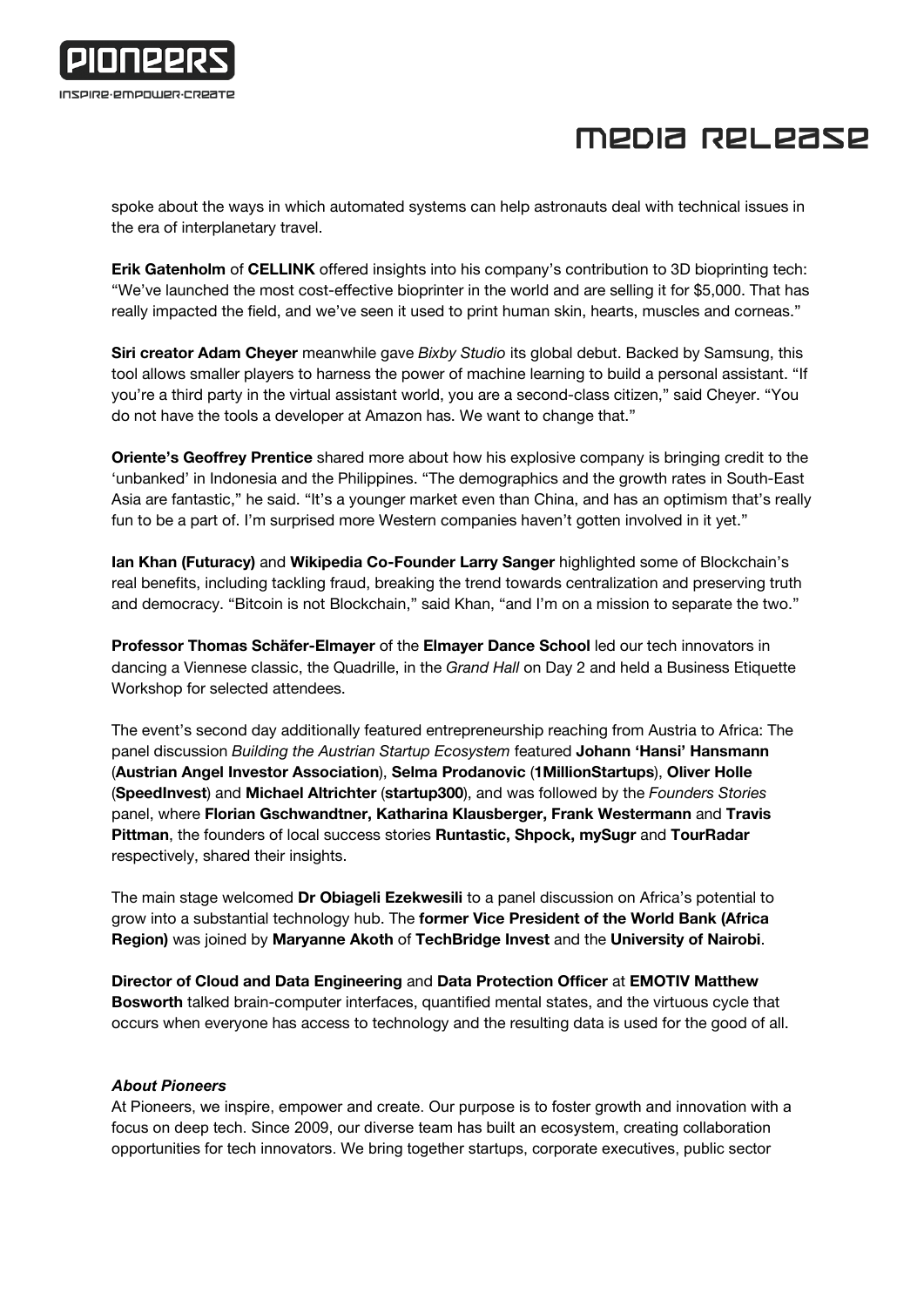spoke about the ways in which automated systems can help astronauts deal with technical issues in the era of interplanetary travel.

**Erik Gatenholm** of **CELLINK** offered insights into his company's contribution to 3D bioprinting tech: "We've launched the most cost-effective bioprinter in the world and are selling it for $5,000. That has really impacted the field, and we've seen it used to print human skin, hearts, muscles and corneas."

**Siri creator Adam Cheyer** meanwhile gave *Bixby Studio* its global debut. Backed by Samsung, this tool allows smaller players to harness the power of machine learning to build a personal assistant. "If you're a third party in the virtual assistant world, you are a second-class citizen," said Cheyer. "You do not have the tools a developer at Amazon has. We want to change that."

**Oriente's Geoffrey Prentice** shared more about how his explosive company is bringing credit to the 'unbanked' in Indonesia and the Philippines. "The demographics and the growth rates in South-East Asia are fantastic," he said. "It's a younger market even than China, and has an optimism that's really fun to be a part of. I'm surprised more Western companies haven't gotten involved in it yet."

**Ian Khan (Futuracy)** and **Wikipedia Co-Founder Larry Sanger** highlighted some of Blockchain's real benefits, including tackling fraud, breaking the trend towards centralization and preserving truth and democracy. "Bitcoin is not Blockchain," said Khan, "and I'm on a mission to separate the two."

**Professor Thomas Schäfer-Elmayer** of the **Elmayer Dance School** led our tech innovators in dancing a Viennese classic, the Quadrille, in the *Grand Hall* on Day 2 and held a Business Etiquette Workshop for selected attendees.

The event's second day additionally featured entrepreneurship reaching from Austria to Africa: The panel discussion *Building the Austrian Startup Ecosystem* featured **Johann 'Hansi' Hansmann** (**Austrian Angel Investor Association**), **Selma Prodanovic** (**1MillionStartups**), **Oliver Holle** (**SpeedInvest**) and **Michael Altrichter** (**startup300**), and was followed by the *Founders Stories* panel, where **Florian Gschwandtner, Katharina Klausberger, Frank Westermann** and **Travis Pittman**, the founders of local success stories **Runtastic, Shpock, mySugr** and **TourRadar** respectively, shared their insights.

The main stage welcomed **Dr Obiageli Ezekwesili** to a panel discussion on Africa's potential to grow into a substantial technology hub. The **former Vice President of the World Bank (Africa Region)** was joined by **Maryanne Akoth** of **TechBridge Invest** and the **University of Nairobi**.

**Director of Cloud and Data Engineering** and **Data Protection Officer** at **EMOTIV Matthew Bosworth** talked brain-computer interfaces, quantified mental states, and the virtuous cycle that occurs when everyone has access to technology and the resulting data is used for the good of all.

***About Pioneers***

At Pioneers, we inspire, empower and create. Our purpose is to foster growth and innovation with a focus on deep tech. Since 2009, our diverse team has built an ecosystem, creating collaboration opportunities for tech innovators. We bring together startups, corporate executives, public sector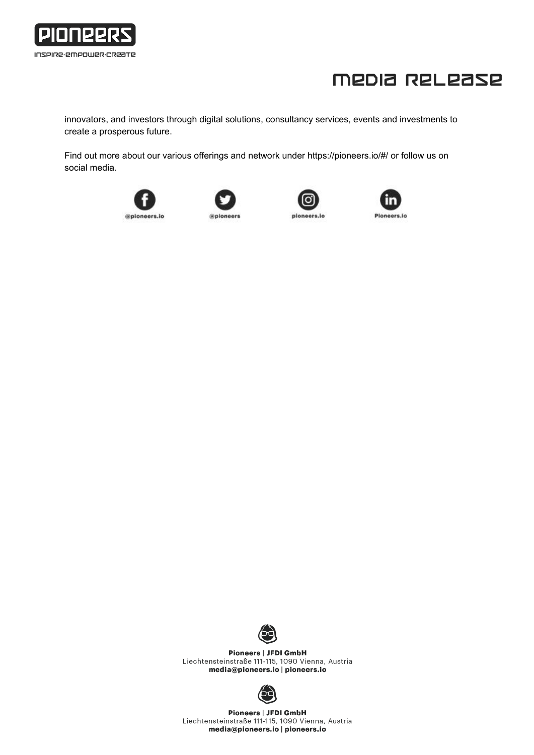innovators, and investors through digital solutions, consultancy services, events and investments to create a prosperous future.

Find out more about our various offerings and network under https://pioneers.io/#/ or follow us on social media.

@pioneers.io    @pioneers    pioneers.io    Pioneers.io